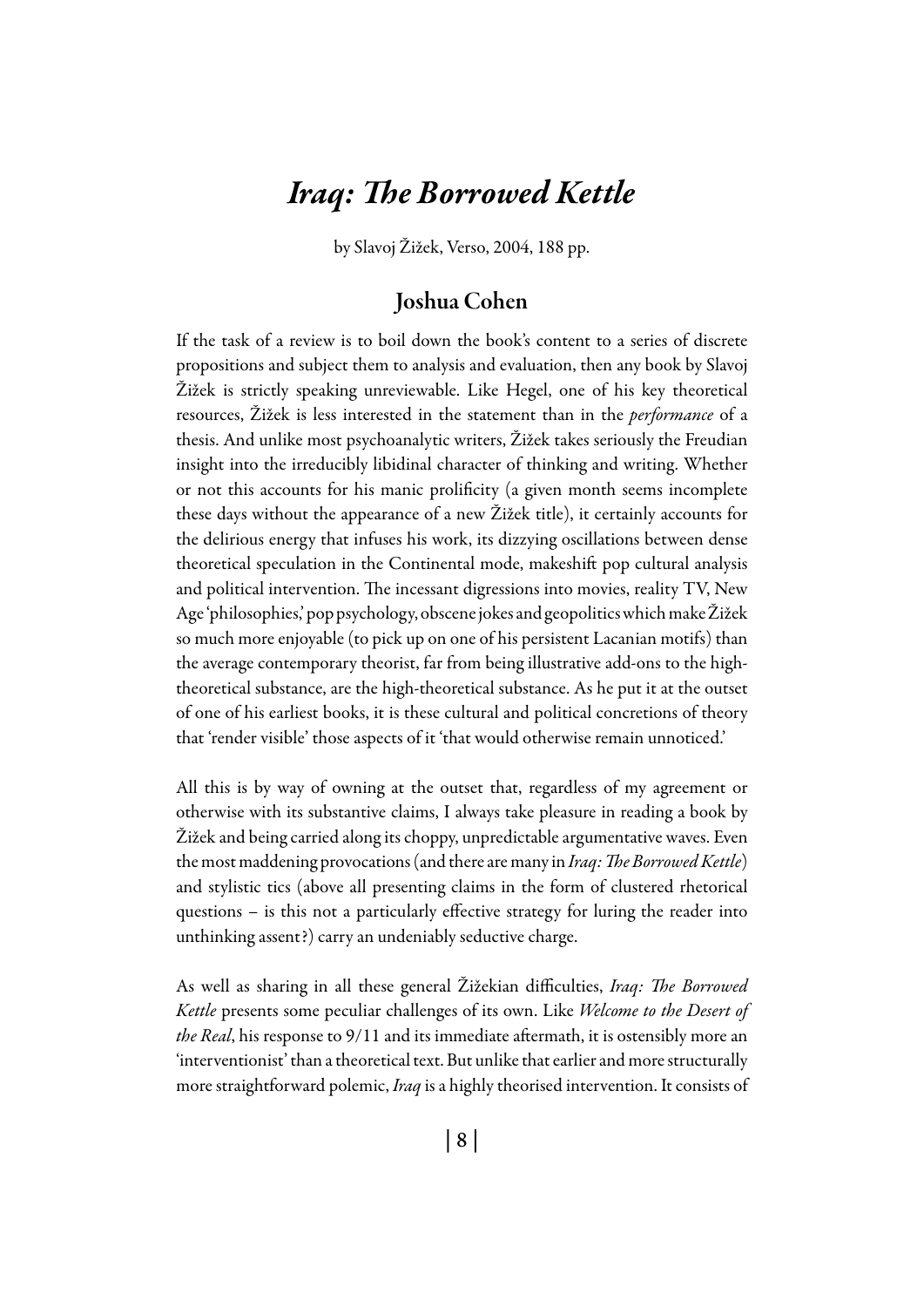# *Iraq: The Borrowed Kettle*

by Slavoj Žižek, Verso, 2004, 188 pp.

## Joshua Cohen

If the task of a review is to boil down the book's content to a series of discrete propositions and subject them to analysis and evaluation, then any book by Slavoj Žižek is strictly speaking unreviewable. Like Hegel, one of his key theoretical resources, Žižek is less interested in the statement than in the *performance* of a thesis. And unlike most psychoanalytic writers, Žižek takes seriously the Freudian insight into the irreducibly libidinal character of thinking and writing. Whether or not this accounts for his manic prolificity (a given month seems incomplete these days without the appearance of a new Žižek title), it certainly accounts for the delirious energy that infuses his work, its dizzying oscillations between dense theoretical speculation in the Continental mode, makeshift pop cultural analysis and political intervention. The incessant digressions into movies, reality TV, New Age 'philosophies,' pop psychology, obscene jokes and geopolitics which make Žižek so much more enjoyable (to pick up on one of his persistent Lacanian motifs) than the average contemporary theorist, far from being illustrative add-ons to the high-theoretical substance, are the high-theoretical substance. As he put it at the outset of one of his earliest books, it is these cultural and political concretions of theory that 'render visible' those aspects of it 'that would otherwise remain unnoticed.'

All this is by way of owning at the outset that, regardless of my agreement or otherwise with its substantive claims, I always take pleasure in reading a book by Žižek and being carried along its choppy, unpredictable argumentative waves. Even the most maddening provocations (and there are many in *Iraq: The Borrowed Kettle*) and stylistic tics (above all presenting claims in the form of clustered rhetorical questions – is this not a particularly effective strategy for luring the reader into unthinking assent?) carry an undeniably seductive charge.

As well as sharing in all these general Žižekian difficulties, *Iraq: The Borrowed Kettle* presents some peculiar challenges of its own. Like *Welcome to the Desert of the Real*, his response to 9/11 and its immediate aftermath, it is ostensibly more an 'interventionist' than a theoretical text. But unlike that earlier and more structurally more straightforward polemic, *Iraq* is a highly theorised intervention. It consists of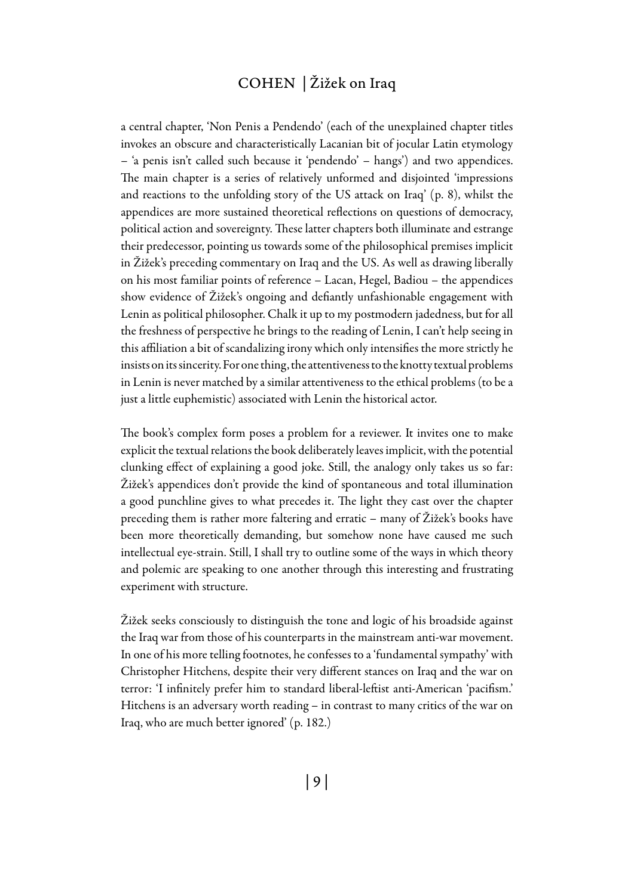a central chapter, 'Non Penis a Pendendo' (each of the unexplained chapter titles invokes an obscure and characteristically Lacanian bit of jocular Latin etymology – 'a penis isn't called such because it 'pendendo' – hangs') and two appendices. The main chapter is a series of relatively unformed and disjointed 'impressions and reactions to the unfolding story of the US attack on Iraq' (p. 8), whilst the appendices are more sustained theoretical reflections on questions of democracy, political action and sovereignty. These latter chapters both illuminate and estrange their predecessor, pointing us towards some of the philosophical premises implicit in Žižek's preceding commentary on Iraq and the US. As well as drawing liberally on his most familiar points of reference – Lacan, Hegel, Badiou – the appendices show evidence of Žižek's ongoing and defiantly unfashionable engagement with Lenin as political philosopher. Chalk it up to my postmodern jadedness, but for all the freshness of perspective he brings to the reading of Lenin, I can't help seeing in this affiliation a bit of scandalizing irony which only intensifies the more strictly he insists on its sincerity. For one thing, the attentiveness to the knotty textual problems in Lenin is never matched by a similar attentiveness to the ethical problems (to be a just a little euphemistic) associated with Lenin the historical actor.

The book's complex form poses a problem for a reviewer. It invites one to make explicit the textual relations the book deliberately leaves implicit, with the potential clunking effect of explaining a good joke. Still, the analogy only takes us so far: Žižek's appendices don't provide the kind of spontaneous and total illumination a good punchline gives to what precedes it. The light they cast over the chapter preceding them is rather more faltering and erratic – many of Žižek's books have been more theoretically demanding, but somehow none have caused me such intellectual eye-strain. Still, I shall try to outline some of the ways in which theory and polemic are speaking to one another through this interesting and frustrating experiment with structure.

Žižek seeks consciously to distinguish the tone and logic of his broadside against the Iraq war from those of his counterparts in the mainstream anti-war movement. In one of his more telling footnotes, he confesses to a 'fundamental sympathy' with Christopher Hitchens, despite their very different stances on Iraq and the war on terror: 'I infinitely prefer him to standard liberal-leftist anti-American 'pacifism.' Hitchens is an adversary worth reading – in contrast to many critics of the war on Iraq, who are much better ignored' (p. 182.)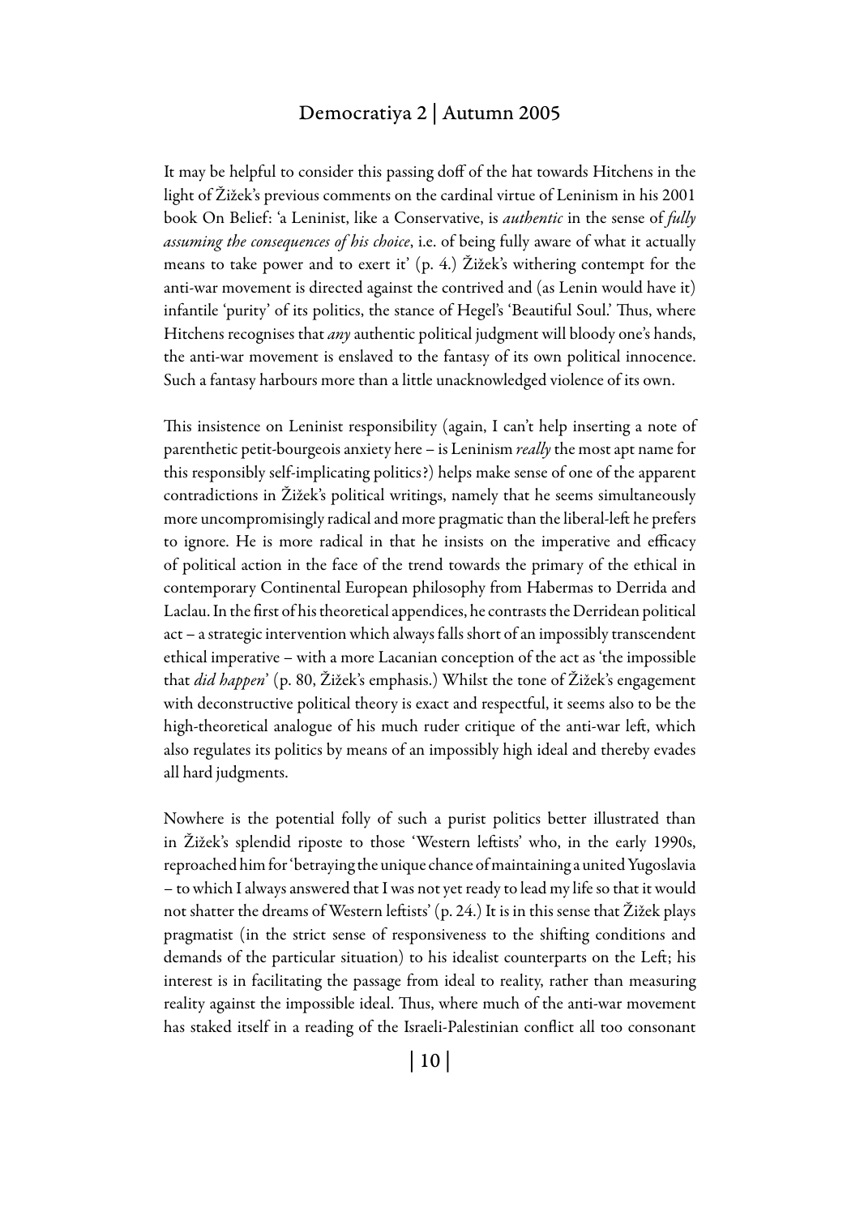It may be helpful to consider this passing doff of the hat towards Hitchens in the light of Žižek's previous comments on the cardinal virtue of Leninism in his 2001 book On Belief: 'a Leninist, like a Conservative, is *authentic* in the sense of *fully assuming the consequences of his choice*, i.e. of being fully aware of what it actually means to take power and to exert it' (p. 4.) Žižek's withering contempt for the anti-war movement is directed against the contrived and (as Lenin would have it) infantile 'purity' of its politics, the stance of Hegel's 'Beautiful Soul.' Thus, where Hitchens recognises that *any* authentic political judgment will bloody one's hands, the anti-war movement is enslaved to the fantasy of its own political innocence. Such a fantasy harbours more than a little unacknowledged violence of its own.

This insistence on Leninist responsibility (again, I can't help inserting a note of parenthetic petit-bourgeois anxiety here – is Leninism *really* the most apt name for this responsibly self-implicating politics?) helps make sense of one of the apparent contradictions in Žižek's political writings, namely that he seems simultaneously more uncompromisingly radical and more pragmatic than the liberal-left he prefers to ignore. He is more radical in that he insists on the imperative and efficacy of political action in the face of the trend towards the primary of the ethical in contemporary Continental European philosophy from Habermas to Derrida and Laclau. In the first of his theoretical appendices, he contrasts the Derridean political act – a strategic intervention which always falls short of an impossibly transcendent ethical imperative – with a more Lacanian conception of the act as 'the impossible that *did happen*' (p. 80, Žižek's emphasis.) Whilst the tone of Žižek's engagement with deconstructive political theory is exact and respectful, it seems also to be the high-theoretical analogue of his much ruder critique of the anti-war left, which also regulates its politics by means of an impossibly high ideal and thereby evades all hard judgments.

Nowhere is the potential folly of such a purist politics better illustrated than in Žižek's splendid riposte to those 'Western leftists' who, in the early 1990s, reproached him for 'betraying the unique chance of maintaining a united Yugoslavia – to which I always answered that I was not yet ready to lead my life so that it would not shatter the dreams of Western leftists' (p. 24.) It is in this sense that Žižek plays pragmatist (in the strict sense of responsiveness to the shifting conditions and demands of the particular situation) to his idealist counterparts on the Left; his interest is in facilitating the passage from ideal to reality, rather than measuring reality against the impossible ideal. Thus, where much of the anti-war movement has staked itself in a reading of the Israeli-Palestinian conflict all too consonant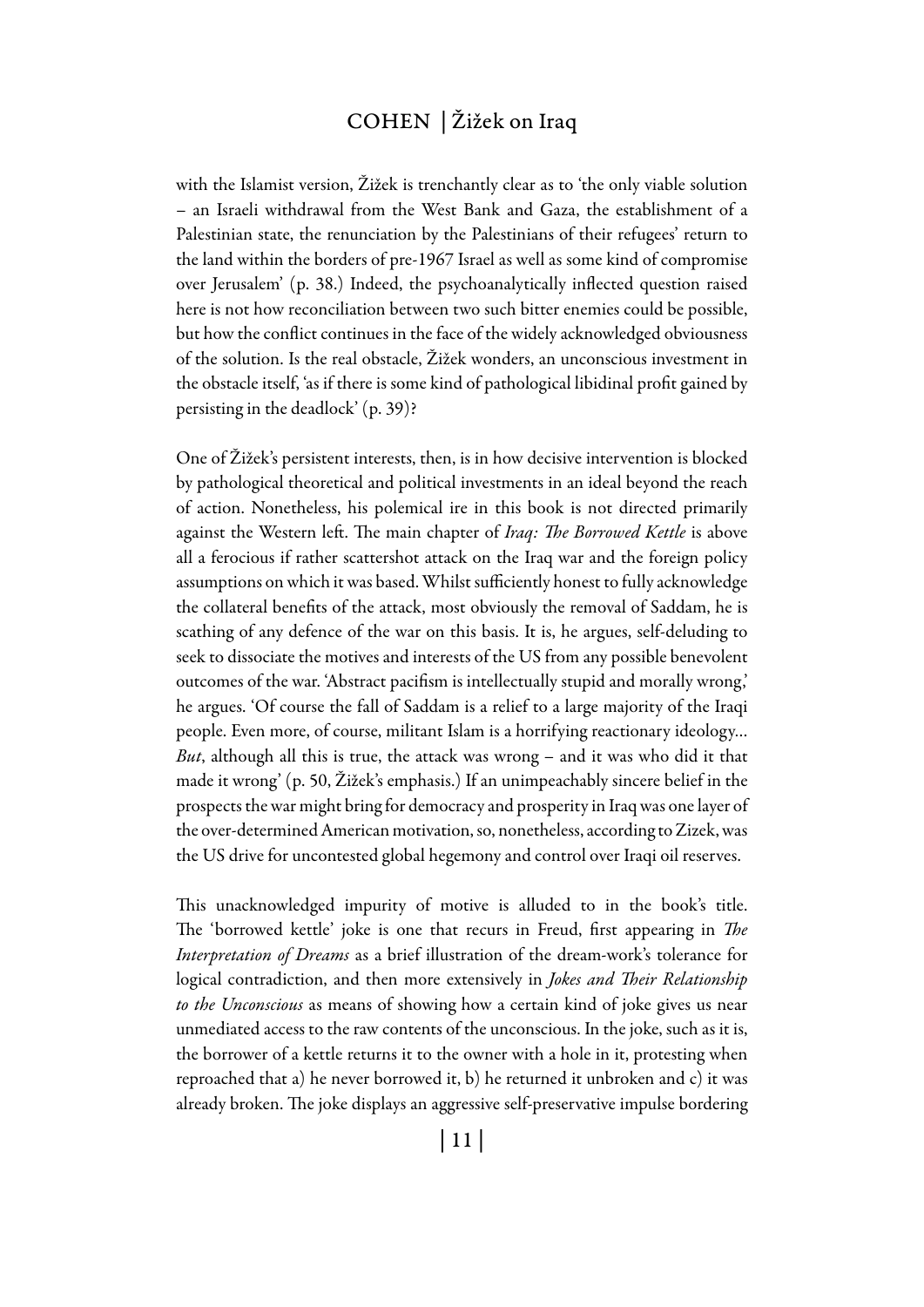with the Islamist version, Žižek is trenchantly clear as to 'the only viable solution – an Israeli withdrawal from the West Bank and Gaza, the establishment of a Palestinian state, the renunciation by the Palestinians of their refugees' return to the land within the borders of pre-1967 Israel as well as some kind of compromise over Jerusalem' (p. 38.) Indeed, the psychoanalytically inflected question raised here is not how reconciliation between two such bitter enemies could be possible, but how the conflict continues in the face of the widely acknowledged obviousness of the solution. Is the real obstacle, Žižek wonders, an unconscious investment in the obstacle itself, 'as if there is some kind of pathological libidinal profit gained by persisting in the deadlock' (p. 39)?

One of Žižek's persistent interests, then, is in how decisive intervention is blocked by pathological theoretical and political investments in an ideal beyond the reach of action. Nonetheless, his polemical ire in this book is not directed primarily against the Western left. The main chapter of *Iraq: The Borrowed Kettle* is above all a ferocious if rather scattershot attack on the Iraq war and the foreign policy assumptions on which it was based. Whilst sufficiently honest to fully acknowledge the collateral benefits of the attack, most obviously the removal of Saddam, he is scathing of any defence of the war on this basis. It is, he argues, self-deluding to seek to dissociate the motives and interests of the US from any possible benevolent outcomes of the war. 'Abstract pacifism is intellectually stupid and morally wrong,' he argues. 'Of course the fall of Saddam is a relief to a large majority of the Iraqi people. Even more, of course, militant Islam is a horrifying reactionary ideology… *But*, although all this is true, the attack was wrong – and it was who did it that made it wrong' (p. 50, Žižek's emphasis.) If an unimpeachably sincere belief in the prospects the war might bring for democracy and prosperity in Iraq was one layer of the over-determined American motivation, so, nonetheless, according to Zizek, was the US drive for uncontested global hegemony and control over Iraqi oil reserves.

This unacknowledged impurity of motive is alluded to in the book's title. The 'borrowed kettle' joke is one that recurs in Freud, first appearing in *The Interpretation of Dreams* as a brief illustration of the dream-work's tolerance for logical contradiction, and then more extensively in *Jokes and Their Relationship to the Unconscious* as means of showing how a certain kind of joke gives us near unmediated access to the raw contents of the unconscious. In the joke, such as it is, the borrower of a kettle returns it to the owner with a hole in it, protesting when reproached that a) he never borrowed it, b) he returned it unbroken and c) it was already broken. The joke displays an aggressive self-preservative impulse bordering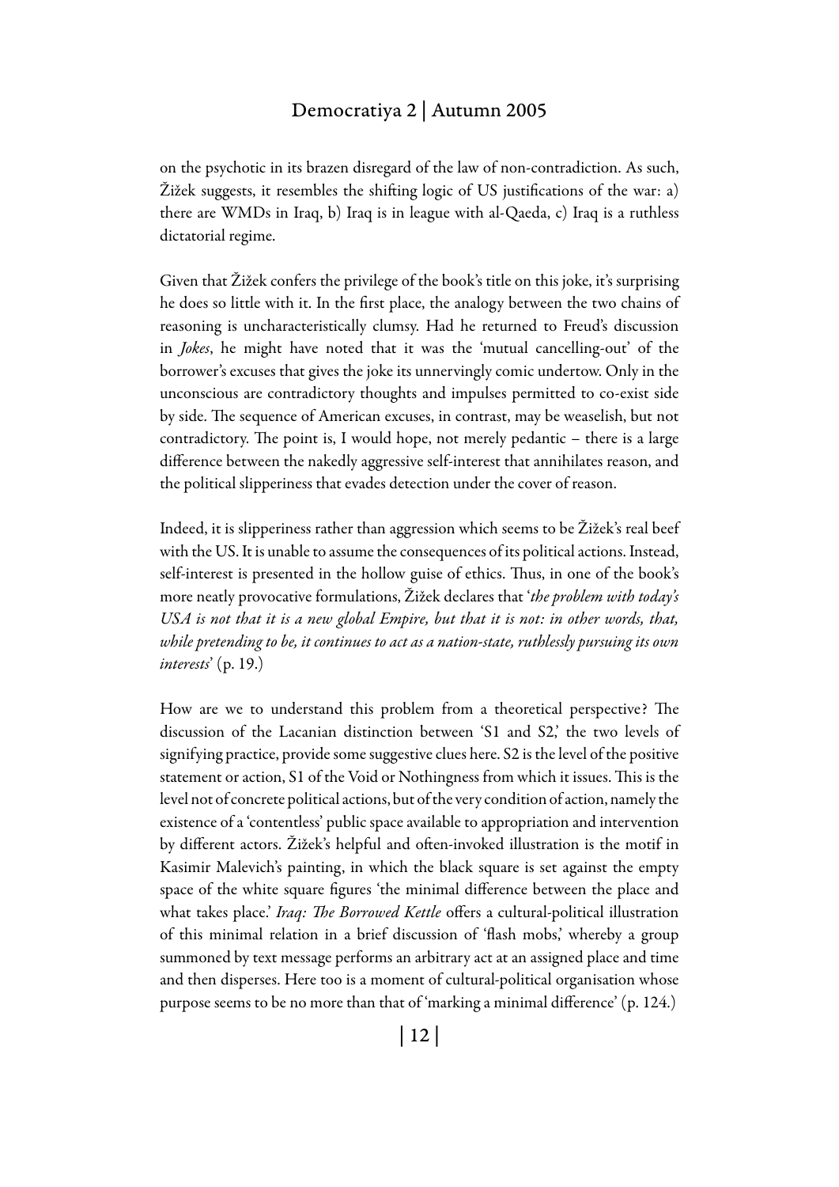on the psychotic in its brazen disregard of the law of non-contradiction. As such, Žižek suggests, it resembles the shifting logic of US justifications of the war: a) there are WMDs in Iraq, b) Iraq is in league with al-Qaeda, c) Iraq is a ruthless dictatorial regime.

Given that Žižek confers the privilege of the book's title on this joke, it's surprising he does so little with it. In the first place, the analogy between the two chains of reasoning is uncharacteristically clumsy. Had he returned to Freud's discussion in *Jokes*, he might have noted that it was the 'mutual cancelling-out' of the borrower's excuses that gives the joke its unnervingly comic undertow. Only in the unconscious are contradictory thoughts and impulses permitted to co-exist side by side. The sequence of American excuses, in contrast, may be weaselish, but not contradictory. The point is, I would hope, not merely pedantic – there is a large difference between the nakedly aggressive self-interest that annihilates reason, and the political slipperiness that evades detection under the cover of reason.

Indeed, it is slipperiness rather than aggression which seems to be Žižek's real beef with the US. It is unable to assume the consequences of its political actions. Instead, self-interest is presented in the hollow guise of ethics. Thus, in one of the book's more neatly provocative formulations, Žižek declares that '*the problem with today's USA is not that it is a new global Empire, but that it is not: in other words, that, while pretending to be, it continues to act as a nation-state, ruthlessly pursuing its own interests*' (p. 19.)

How are we to understand this problem from a theoretical perspective? The discussion of the Lacanian distinction between 'S1 and S2,' the two levels of signifying practice, provide some suggestive clues here. S2 is the level of the positive statement or action, S1 of the Void or Nothingness from which it issues. This is the level not of concrete political actions, but of the very condition of action, namely the existence of a 'contentless' public space available to appropriation and intervention by different actors. Žižek's helpful and often-invoked illustration is the motif in Kasimir Malevich's painting, in which the black square is set against the empty space of the white square figures 'the minimal difference between the place and what takes place.' *Iraq: The Borrowed Kettle* offers a cultural-political illustration of this minimal relation in a brief discussion of 'flash mobs,' whereby a group summoned by text message performs an arbitrary act at an assigned place and time and then disperses. Here too is a moment of cultural-political organisation whose purpose seems to be no more than that of 'marking a minimal difference' (p. 124.)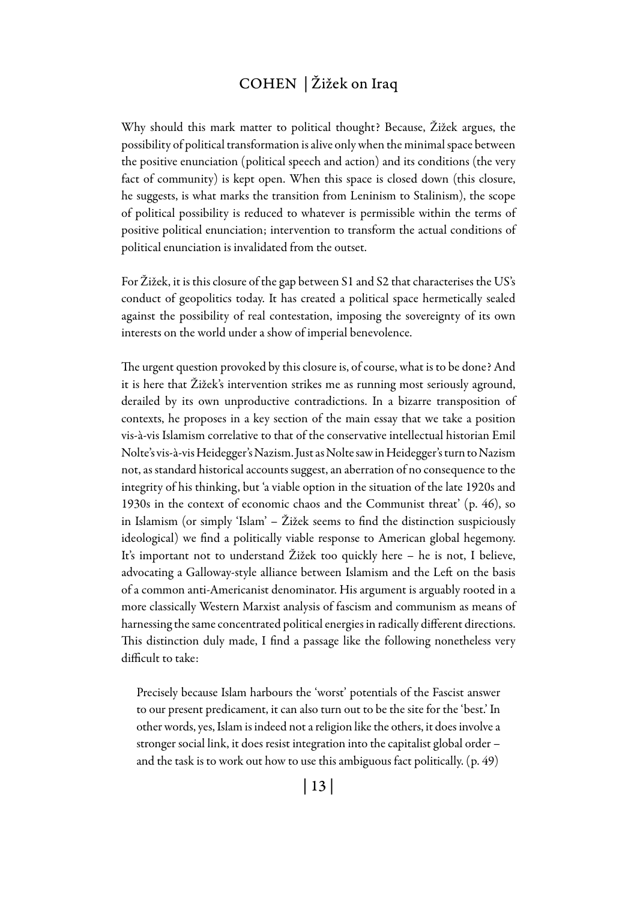Why should this mark matter to political thought? Because, Žižek argues, the possibility of political transformation is alive only when the minimal space between the positive enunciation (political speech and action) and its conditions (the very fact of community) is kept open. When this space is closed down (this closure, he suggests, is what marks the transition from Leninism to Stalinism), the scope of political possibility is reduced to whatever is permissible within the terms of positive political enunciation; intervention to transform the actual conditions of political enunciation is invalidated from the outset.

For Žižek, it is this closure of the gap between S1 and S2 that characterises the US's conduct of geopolitics today. It has created a political space hermetically sealed against the possibility of real contestation, imposing the sovereignty of its own interests on the world under a show of imperial benevolence.

The urgent question provoked by this closure is, of course, what is to be done? And it is here that Žižek's intervention strikes me as running most seriously aground, derailed by its own unproductive contradictions. In a bizarre transposition of contexts, he proposes in a key section of the main essay that we take a position vis-à-vis Islamism correlative to that of the conservative intellectual historian Emil Nolte's vis-à-vis Heidegger's Nazism. Just as Nolte saw in Heidegger's turn to Nazism not, as standard historical accounts suggest, an aberration of no consequence to the integrity of his thinking, but 'a viable option in the situation of the late 1920s and 1930s in the context of economic chaos and the Communist threat' (p. 46), so in Islamism (or simply 'Islam' – Žižek seems to find the distinction suspiciously ideological) we find a politically viable response to American global hegemony. It's important not to understand Žižek too quickly here – he is not, I believe, advocating a Galloway-style alliance between Islamism and the Left on the basis of a common anti-Americanist denominator. His argument is arguably rooted in a more classically Western Marxist analysis of fascism and communism as means of harnessing the same concentrated political energies in radically different directions. This distinction duly made, I find a passage like the following nonetheless very difficult to take:

> Precisely because Islam harbours the 'worst' potentials of the Fascist answer to our present predicament, it can also turn out to be the site for the 'best.' In other words, yes, Islam is indeed not a religion like the others, it does involve a stronger social link, it does resist integration into the capitalist global order – and the task is to work out how to use this ambiguous fact politically. (p. 49)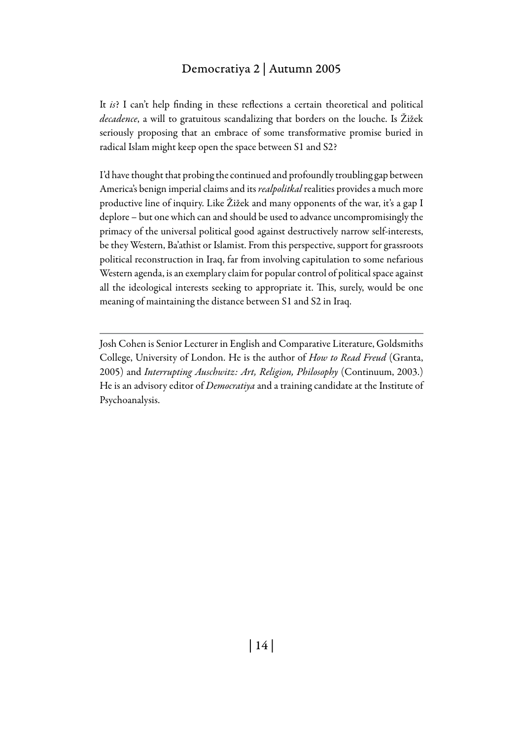It *is*? I can't help finding in these reflections a certain theoretical and political *decadence*, a will to gratuitous scandalizing that borders on the louche. Is Žižek seriously proposing that an embrace of some transformative promise buried in radical Islam might keep open the space between S1 and S2?

I'd have thought that probing the continued and profoundly troubling gap between America's benign imperial claims and its *realpolitkal* realities provides a much more productive line of inquiry. Like Žižek and many opponents of the war, it's a gap I deplore – but one which can and should be used to advance uncompromisingly the primacy of the universal political good against destructively narrow self-interests, be they Western, Ba'athist or Islamist. From this perspective, support for grassroots political reconstruction in Iraq, far from involving capitulation to some nefarious Western agenda, is an exemplary claim for popular control of political space against all the ideological interests seeking to appropriate it. This, surely, would be one meaning of maintaining the distance between S1 and S2 in Iraq.

---

Josh Cohen is Senior Lecturer in English and Comparative Literature, Goldsmiths College, University of London. He is the author of *How to Read Freud* (Granta, 2005) and *Interrupting Auschwitz: Art, Religion, Philosophy* (Continuum, 2003.) He is an advisory editor of *Democratiya* and a training candidate at the Institute of Psychoanalysis.